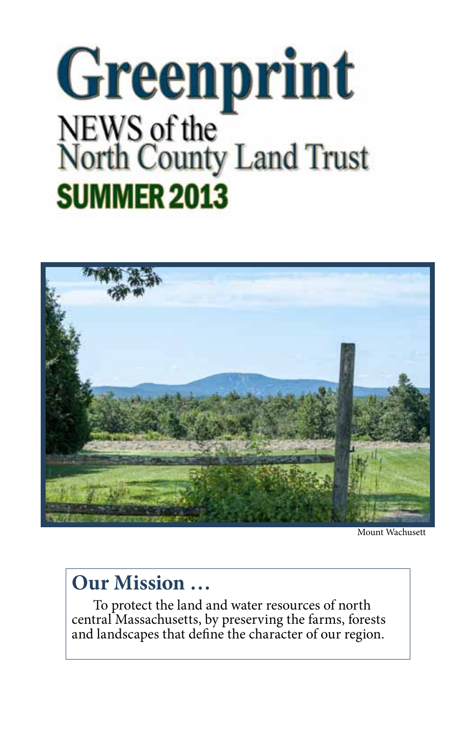# Greenprint

## NEWS of the North County Land Trust

## SUMMER 2013

Mount Wachusett

## Our Mission …

To protect the land and water resources of north central Massachusetts, by preserving the farms, forests and landscapes that define the character of our region.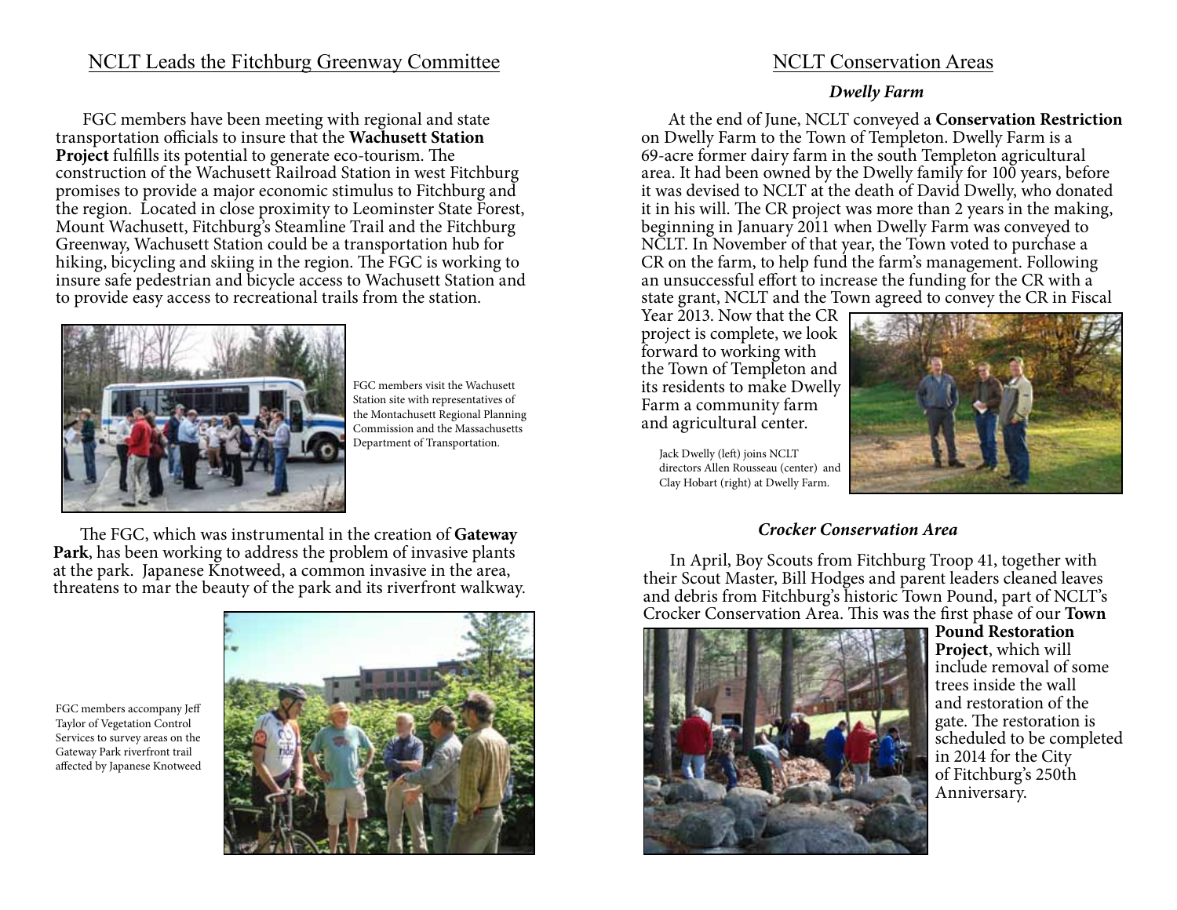## NCLT Leads the Fitchburg Greenway Committee

FGC members have been meeting with regional and state transportation officials to insure that the **Wachusett Station Project** fulfills its potential to generate eco-tourism. The construction of the Wachusett Railroad Station in west Fitchburg promises to provide a major economic stimulus to Fitchburg and the region. Located in close proximity to Leominster State Forest, Mount Wachusett, Fitchburg's Steamline Trail and the Fitchburg Greenway, Wachusett Station could be a transportation hub for hiking, bicycling and skiing in the region. The FGC is working to insure safe pedestrian and bicycle access to Wachusett Station and to provide easy access to recreational trails from the station.

FGC members visit the Wachusett Station site with representatives of the Montachusett Regional Planning Commission and the Massachusetts Department of Transportation.

The FGC, which was instrumental in the creation of **Gateway Park**, has been working to address the problem of invasive plants at the park. Japanese Knotweed, a common invasive in the area, threatens to mar the beauty of the park and its riverfront walkway.

FGC members accompany Jeff Taylor of Vegetation Control Services to survey areas on the Gateway Park riverfront trail affected by Japanese Knotweed

## NCLT Conservation Areas

### *Dwelly Farm*

At the end of June, NCLT conveyed a **Conservation Restriction** on Dwelly Farm to the Town of Templeton. Dwelly Farm is a 69-acre former dairy farm in the south Templeton agricultural area. It had been owned by the Dwelly family for 100 years, before it was devised to NCLT at the death of David Dwelly, who donated it in his will. The CR project was more than 2 years in the making, beginning in January 2011 when Dwelly Farm was conveyed to NCLT. In November of that year, the Town voted to purchase a CR on the farm, to help fund the farm's management. Following an unsuccessful effort to increase the funding for the CR with a state grant, NCLT and the Town agreed to convey the CR in Fiscal Year 2013. Now that the CR project is complete, we look forward to working with the Town of Templeton and its residents to make Dwelly Farm a community farm and agricultural center.

Jack Dwelly (left) joins NCLT directors Allen Rousseau (center) and Clay Hobart (right) at Dwelly Farm.

### *Crocker Conservation Area*

In April, Boy Scouts from Fitchburg Troop 41, together with their Scout Master, Bill Hodges and parent leaders cleaned leaves and debris from Fitchburg's historic Town Pound, part of NCLT's Crocker Conservation Area. This was the first phase of our **Town Pound Restoration Project**, which will include removal of some trees inside the wall and restoration of the gate. The restoration is scheduled to be completed in 2014 for the City of Fitchburg's 250th Anniversary.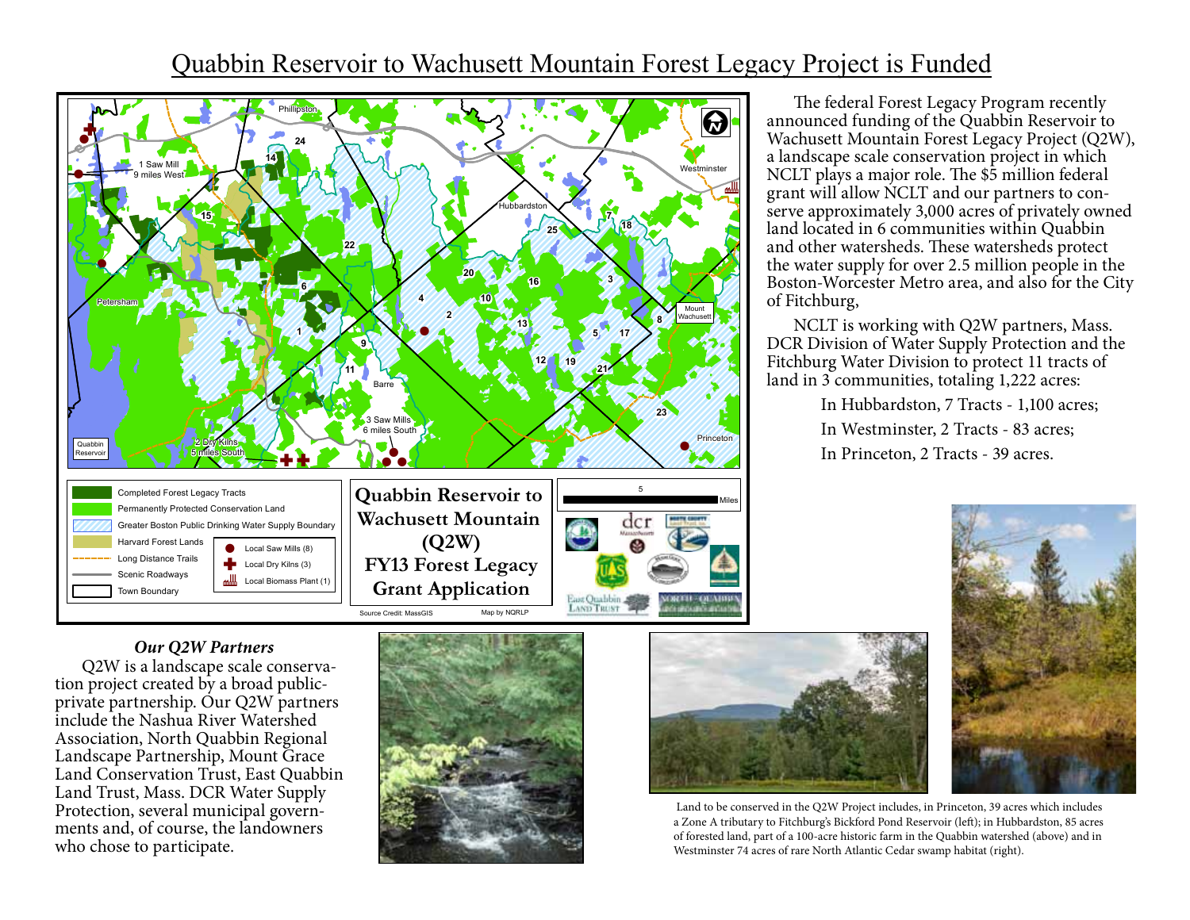# Quabbin Reservoir to Wachusett Mountain Forest Legacy Project is Funded

The federal Forest Legacy Program recently announced funding of the Quabbin Reservoir to Wachusett Mountain Forest Legacy Project (Q2W), a landscape scale conservation project in which NCLT plays a major role. The $5 million federal grant will allow NCLT and our partners to conserve approximately 3,000 acres of privately owned land located in 6 communities within Quabbin and other watersheds. These watersheds protect the water supply for over 2.5 million people in the Boston-Worcester Metro area, and also for the City of Fitchburg,

NCLT is working with Q2W partners, Mass. DCR Division of Water Supply Protection and the Fitchburg Water Division to protect 11 tracts of land in 3 communities, totaling 1,222 acres:

In Hubbardston, 7 Tracts - 1,100 acres;

In Westminster, 2 Tracts - 83 acres;

In Princeton, 2 Tracts - 39 acres.

### *Our Q2W Partners*

Q2W is a landscape scale conservation project created by a broad public-private partnership. Our Q2W partners include the Nashua River Watershed Association, North Quabbin Regional Landscape Partnership, Mount Grace Land Conservation Trust, East Quabbin Land Trust, Mass. DCR Water Supply Protection, several municipal governments and, of course, the landowners who chose to participate.

Land to be conserved in the Q2W Project includes, in Princeton, 39 acres which includes a Zone A tributary to Fitchburg's Bickford Pond Reservoir (left); in Hubbardston, 85 acres of forested land, part of a 100-acre historic farm in the Quabbin watershed (above) and in Westminster 74 acres of rare North Atlantic Cedar swamp habitat (right).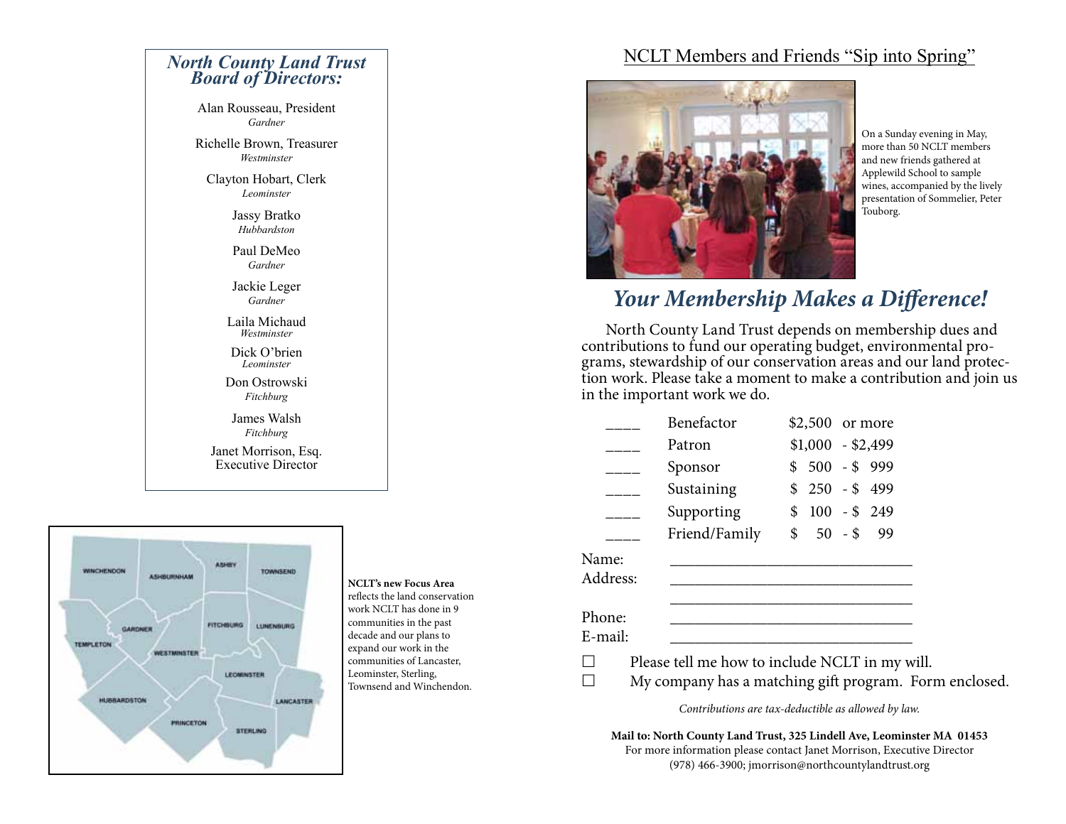## *North County Land Trust Board of Directors:*

Alan Rousseau, President
*Gardner*

Richelle Brown, Treasurer
*Westminster*

Clayton Hobart, Clerk
*Leominster*

Jassy Bratko
*Hubbardston*

Paul DeMeo
*Gardner*

Jackie Leger
*Gardner*

Laila Michaud
*Westminster*

Dick O'brien
*Leominster*

Don Ostrowski
*Fitchburg*

James Walsh
*Fitchburg*

Janet Morrison, Esq.
Executive Director

WINCHENDON
ASHBURNHAM
ASHBY
TOWNSEND
GARDNER
FITCHBURG
LUNENBURG
TEMPLETON
WESTMINSTER
LEOMINSTER
HUBBARDSTON
LANCASTER
PRINCETON
STERLING

**NCLT's new Focus Area** reflects the land conservation work NCLT has done in 9 communities in the past decade and our plans to expand our work in the communities of Lancaster, Leominster, Sterling, Townsend and Winchendon.

## NCLT Members and Friends "Sip into Spring"

On a Sunday evening in May, more than 50 NCLT members and new friends gathered at Applewild School to sample wines, accompanied by the lively presentation of Sommelier, Peter Touborg.

# *Your Membership Makes a Difference!*

North County Land Trust depends on membership dues and contributions to fund our operating budget, environmental programs, stewardship of our conservation areas and our land protection work. Please take a moment to make a contribution and join us in the important work we do.

| | | |
|---|---|---|
| ____ | Benefactor | $2,500 or more |
| ____ | Patron | $1,000 - $2,499 |
| ____ | Sponsor | $ 500 - $ 999 |
| ____ | Sustaining | $ 250 - $ 499 |
| ____ | Supporting | $ 100 - $ 249 |
| ____ | Friend/Family | $ 50 - $ 99 |

Name: ______________________________

Address: ______________________________

______________________________

Phone: ______________________________

E-mail: ______________________________

☐ Please tell me how to include NCLT in my will.

☐ My company has a matching gift program. Form enclosed.

*Contributions are tax-deductible as allowed by law.*

**Mail to: North County Land Trust, 325 Lindell Ave, Leominster MA 01453**
For more information please contact Janet Morrison, Executive Director
(978) 466-3900; jmorrison@northcountylandtrust.org